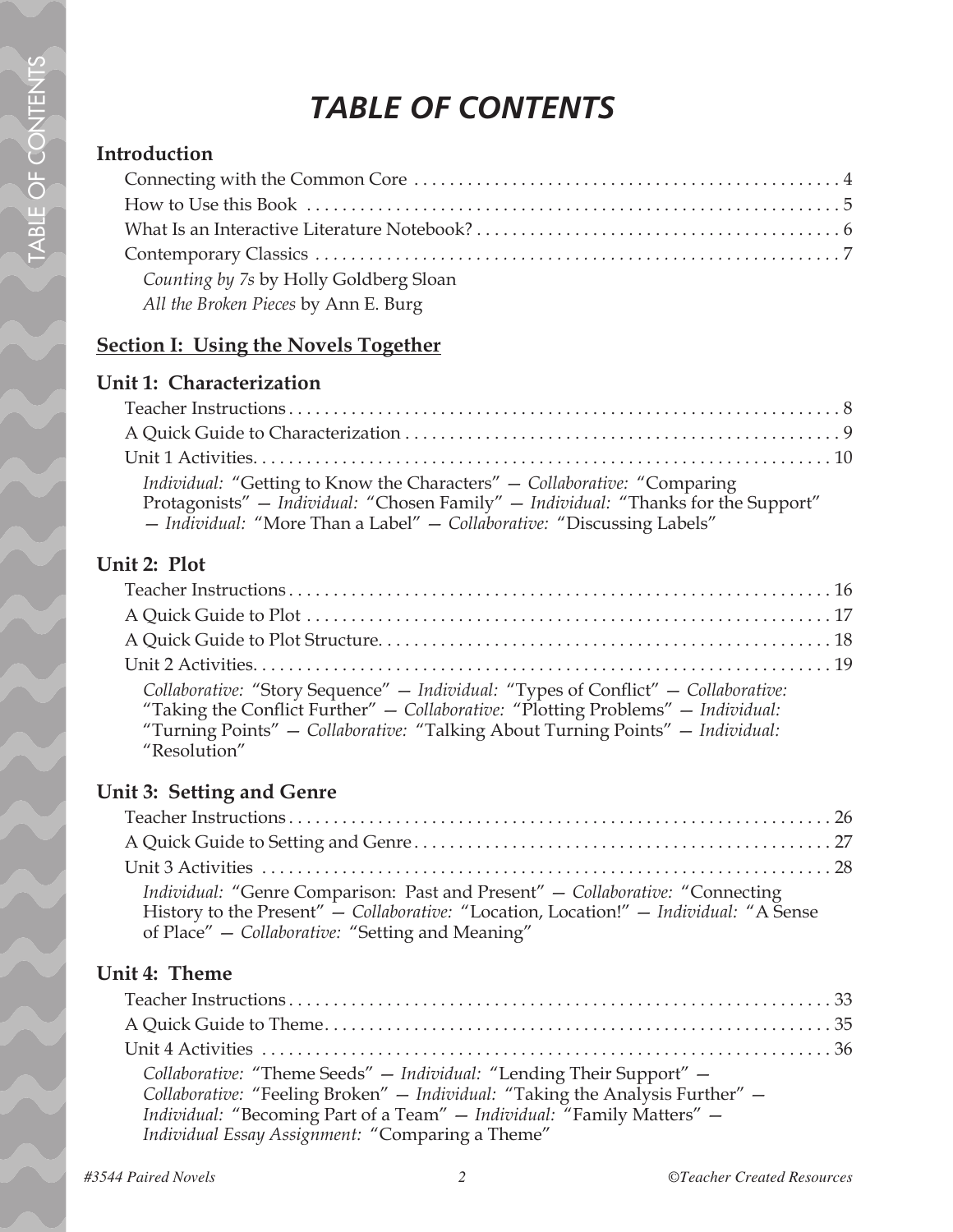# *TABLE OF CONTENTS*

## Introduction

- Connecting with the Common Core . . . . . . . . . . . . . . . . . . . . . . . . . . . . . . . . . . . . . . . . . . . . . . . 4
- How to Use this Book . . . . . . . . . . . . . . . . . . . . . . . . . . . . . . . . . . . . . . . . . . . . . . . . . . . . . . . . 5
- What Is an Interactive Literature Notebook? . . . . . . . . . . . . . . . . . . . . . . . . . . . . . . . . . . . . . . 6
- Contemporary Classics . . . . . . . . . . . . . . . . . . . . . . . . . . . . . . . . . . . . . . . . . . . . . . . . . . . . . . . . 7
  - *Counting by 7s* by Holly Goldberg Sloan
  - *All the Broken Pieces* by Ann E. Burg

## Section I: Using the Novels Together

### Unit 1: Characterization

- Teacher Instructions . . . . . . . . . . . . . . . . . . . . . . . . . . . . . . . . . . . . . . . . . . . . . . . . . . . . . . . . . 8
- A Quick Guide to Characterization . . . . . . . . . . . . . . . . . . . . . . . . . . . . . . . . . . . . . . . . . . . . . . 9
- Unit 1 Activities. . . . . . . . . . . . . . . . . . . . . . . . . . . . . . . . . . . . . . . . . . . . . . . . . . . . . . . . . . . . . 10

  *Individual:* "Getting to Know the Characters" — *Collaborative:* "Comparing Protagonists" — *Individual:* "Chosen Family" — *Individual:* "Thanks for the Support" — *Individual:* "More Than a Label" — *Collaborative:* "Discussing Labels"

### Unit 2: Plot

- Teacher Instructions . . . . . . . . . . . . . . . . . . . . . . . . . . . . . . . . . . . . . . . . . . . . . . . . . . . . . . . . 16
- A Quick Guide to Plot . . . . . . . . . . . . . . . . . . . . . . . . . . . . . . . . . . . . . . . . . . . . . . . . . . . . . . . . 17
- A Quick Guide to Plot Structure. . . . . . . . . . . . . . . . . . . . . . . . . . . . . . . . . . . . . . . . . . . . . . . . 18
- Unit 2 Activities. . . . . . . . . . . . . . . . . . . . . . . . . . . . . . . . . . . . . . . . . . . . . . . . . . . . . . . . . . . . . 19

  *Collaborative:* "Story Sequence" — *Individual:* "Types of Conflict" — *Collaborative:* "Taking the Conflict Further" — *Collaborative:* "Plotting Problems" — *Individual:* "Turning Points" — *Collaborative:* "Talking About Turning Points" — *Individual:* "Resolution"

### Unit 3: Setting and Genre

- Teacher Instructions . . . . . . . . . . . . . . . . . . . . . . . . . . . . . . . . . . . . . . . . . . . . . . . . . . . . . . . . 26
- A Quick Guide to Setting and Genre . . . . . . . . . . . . . . . . . . . . . . . . . . . . . . . . . . . . . . . . . . . . 27
- Unit 3 Activities . . . . . . . . . . . . . . . . . . . . . . . . . . . . . . . . . . . . . . . . . . . . . . . . . . . . . . . . . . . . 28

  *Individual:* "Genre Comparison: Past and Present" — *Collaborative:* "Connecting History to the Present" — *Collaborative:* "Location, Location!" — *Individual:* "A Sense of Place" — *Collaborative:* "Setting and Meaning"

### Unit 4: Theme

- Teacher Instructions . . . . . . . . . . . . . . . . . . . . . . . . . . . . . . . . . . . . . . . . . . . . . . . . . . . . . . . . 33
- A Quick Guide to Theme. . . . . . . . . . . . . . . . . . . . . . . . . . . . . . . . . . . . . . . . . . . . . . . . . . . . . . 35
- Unit 4 Activities . . . . . . . . . . . . . . . . . . . . . . . . . . . . . . . . . . . . . . . . . . . . . . . . . . . . . . . . . . . . 36

  *Collaborative:* "Theme Seeds" — *Individual:* "Lending Their Support" — *Collaborative:* "Feeling Broken" — *Individual:* "Taking the Analysis Further" — *Individual:* "Becoming Part of a Team" — *Individual:* "Family Matters" — *Individual Essay Assignment:* "Comparing a Theme"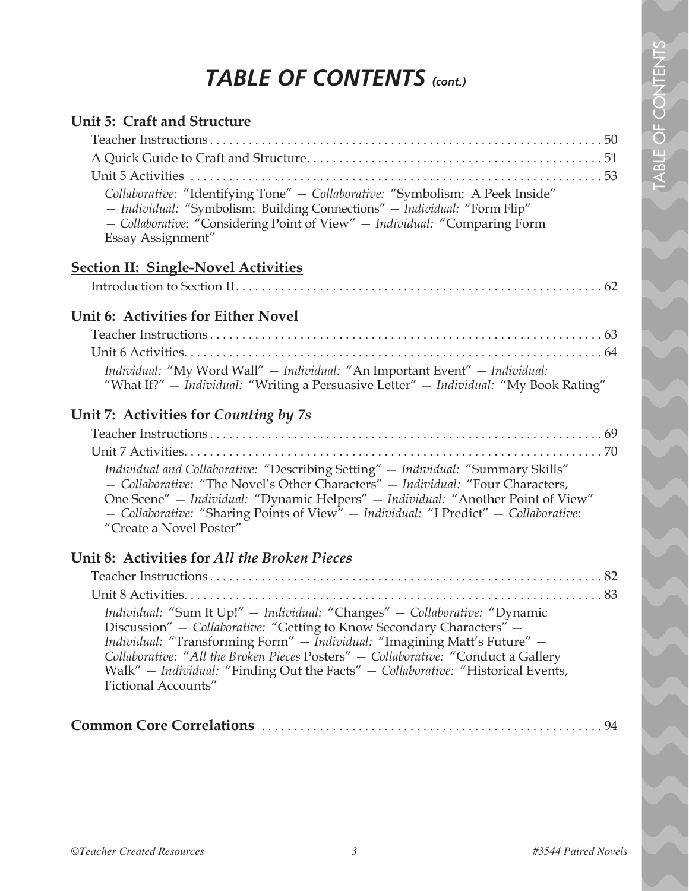# *TABLE OF CONTENTS (cont.)*

## Unit 5: Craft and Structure

Teacher Instructions . . . . . . . . . . 50

A Quick Guide to Craft and Structure . . . . . . . . . . 51

Unit 5 Activities . . . . . . . . . . 53

*Collaborative:* "Identifying Tone" — *Collaborative:* "Symbolism: A Peek Inside" — *Individual:* "Symbolism: Building Connections" — *Individual:* "Form Flip" — *Collaborative:* "Considering Point of View" — *Individual:* "Comparing Form Essay Assignment"

## Section II: Single-Novel Activities

Introduction to Section II . . . . . . . . . . 62

## Unit 6: Activities for Either Novel

Teacher Instructions . . . . . . . . . . 63

Unit 6 Activities . . . . . . . . . . 64

*Individual:* "My Word Wall" — *Individual:* "An Important Event" — *Individual:* "What If?" — *Individual:* "Writing a Persuasive Letter" — *Individual:* "My Book Rating"

## Unit 7: Activities for *Counting by 7s*

Teacher Instructions . . . . . . . . . . 69

Unit 7 Activities . . . . . . . . . . 70

*Individual and Collaborative:* "Describing Setting" — *Individual:* "Summary Skills" — *Collaborative:* "The Novel's Other Characters" — *Individual:* "Four Characters, One Scene" — *Individual:* "Dynamic Helpers" — *Individual:* "Another Point of View" — *Collaborative:* "Sharing Points of View" — *Individual:* "I Predict" — *Collaborative:* "Create a Novel Poster"

## Unit 8: Activities for *All the Broken Pieces*

Teacher Instructions . . . . . . . . . . 82

Unit 8 Activities . . . . . . . . . . 83

*Individual:* "Sum It Up!" — *Individual:* "Changes" — *Collaborative:* "Dynamic Discussion" — *Collaborative:* "Getting to Know Secondary Characters" — *Individual:* "Transforming Form" — *Individual:* "Imagining Matt's Future" — *Collaborative:* "*All the Broken Pieces* Posters" — *Collaborative:* "Conduct a Gallery Walk" — *Individual:* "Finding Out the Facts" — *Collaborative:* "Historical Events, Fictional Accounts"

**Common Core Correlations** . . . . . . . . . . 94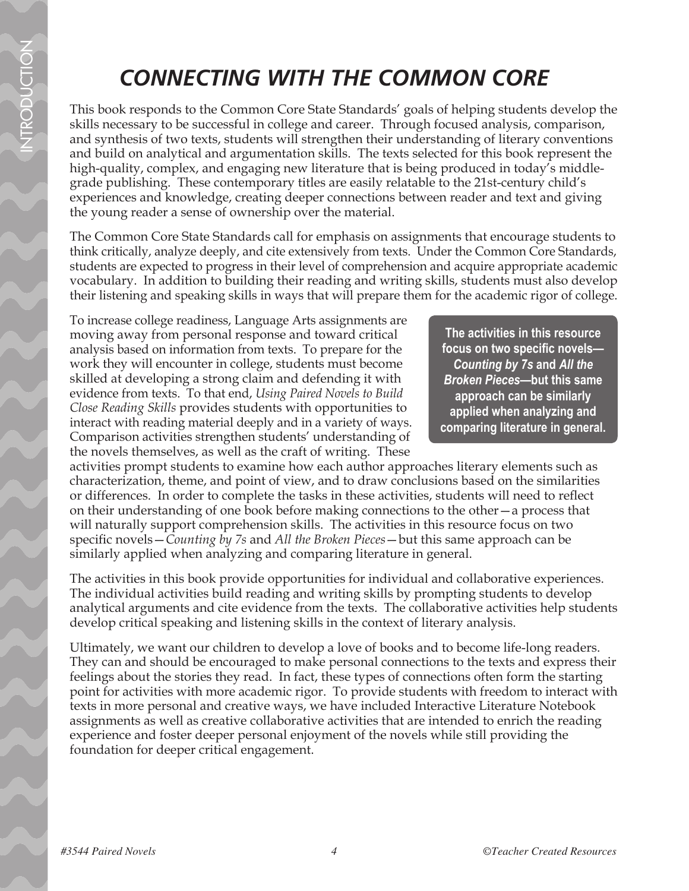# *CONNECTING WITH THE COMMON CORE*

This book responds to the Common Core State Standards' goals of helping students develop the skills necessary to be successful in college and career. Through focused analysis, comparison, and synthesis of two texts, students will strengthen their understanding of literary conventions and build on analytical and argumentation skills. The texts selected for this book represent the high-quality, complex, and engaging new literature that is being produced in today's middle-grade publishing. These contemporary titles are easily relatable to the 21st-century child's experiences and knowledge, creating deeper connections between reader and text and giving the young reader a sense of ownership over the material.

The Common Core State Standards call for emphasis on assignments that encourage students to think critically, analyze deeply, and cite extensively from texts. Under the Common Core Standards, students are expected to progress in their level of comprehension and acquire appropriate academic vocabulary. In addition to building their reading and writing skills, students must also develop their listening and speaking skills in ways that will prepare them for the academic rigor of college.

To increase college readiness, Language Arts assignments are moving away from personal response and toward critical analysis based on information from texts. To prepare for the work they will encounter in college, students must become skilled at developing a strong claim and defending it with evidence from texts. To that end, *Using Paired Novels to Build Close Reading Skills* provides students with opportunities to interact with reading material deeply and in a variety of ways. Comparison activities strengthen students' understanding of the novels themselves, as well as the craft of writing. These activities prompt students to examine how each author approaches literary elements such as characterization, theme, and point of view, and to draw conclusions based on the similarities or differences. In order to complete the tasks in these activities, students will need to reflect on their understanding of one book before making connections to the other—a process that will naturally support comprehension skills. The activities in this resource focus on two specific novels—*Counting by 7s* and *All the Broken Pieces*—but this same approach can be similarly applied when analyzing and comparing literature in general.

> **The activities in this resource focus on two specific novels—*Counting by 7s* and *All the Broken Pieces*—but this same approach can be similarly applied when analyzing and comparing literature in general.**

The activities in this book provide opportunities for individual and collaborative experiences. The individual activities build reading and writing skills by prompting students to develop analytical arguments and cite evidence from the texts. The collaborative activities help students develop critical speaking and listening skills in the context of literary analysis.

Ultimately, we want our children to develop a love of books and to become life-long readers. They can and should be encouraged to make personal connections to the texts and express their feelings about the stories they read. In fact, these types of connections often form the starting point for activities with more academic rigor. To provide students with freedom to interact with texts in more personal and creative ways, we have included Interactive Literature Notebook assignments as well as creative collaborative activities that are intended to enrich the reading experience and foster deeper personal enjoyment of the novels while still providing the foundation for deeper critical engagement.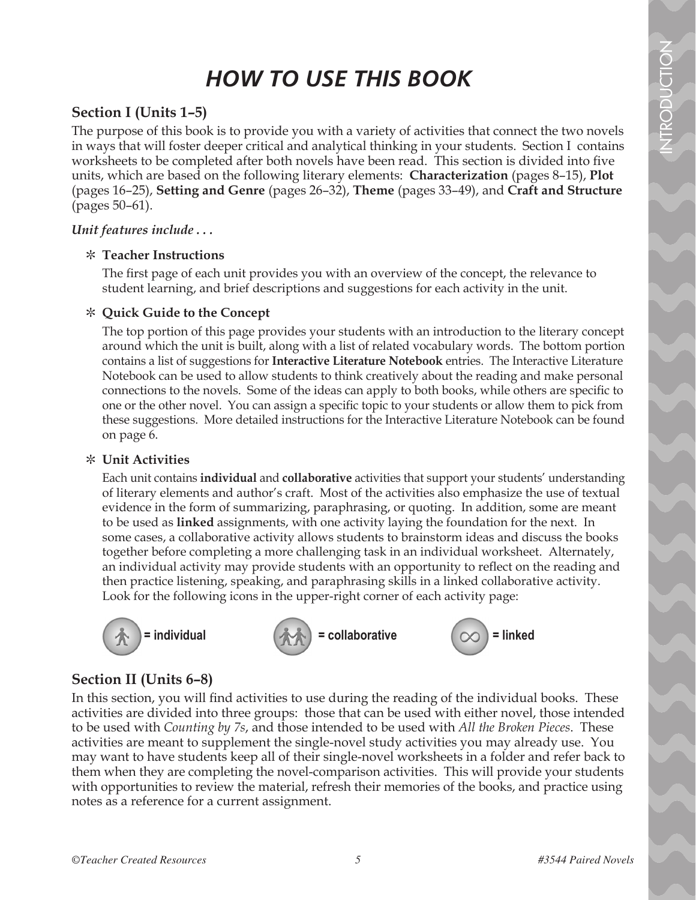# HOW TO USE THIS BOOK

## Section I (Units 1–5)

The purpose of this book is to provide you with a variety of activities that connect the two novels in ways that will foster deeper critical and analytical thinking in your students. Section I contains worksheets to be completed after both novels have been read. This section is divided into five units, which are based on the following literary elements: **Characterization** (pages 8–15), **Plot** (pages 16–25), **Setting and Genre** (pages 26–32), **Theme** (pages 33–49), and **Craft and Structure** (pages 50–61).

***Unit features include . . .***

- **Teacher Instructions**

  The first page of each unit provides you with an overview of the concept, the relevance to student learning, and brief descriptions and suggestions for each activity in the unit.

- **Quick Guide to the Concept**

  The top portion of this page provides your students with an introduction to the literary concept around which the unit is built, along with a list of related vocabulary words. The bottom portion contains a list of suggestions for **Interactive Literature Notebook** entries. The Interactive Literature Notebook can be used to allow students to think creatively about the reading and make personal connections to the novels. Some of the ideas can apply to both books, while others are specific to one or the other novel. You can assign a specific topic to your students or allow them to pick from these suggestions. More detailed instructions for the Interactive Literature Notebook can be found on page 6.

- **Unit Activities**

  Each unit contains **individual** and **collaborative** activities that support your students' understanding of literary elements and author's craft. Most of the activities also emphasize the use of textual evidence in the form of summarizing, paraphrasing, or quoting. In addition, some are meant to be used as **linked** assignments, with one activity laying the foundation for the next. In some cases, a collaborative activity allows students to brainstorm ideas and discuss the books together before completing a more challenging task in an individual worksheet. Alternately, an individual activity may provide students with an opportunity to reflect on the reading and then practice listening, speaking, and paraphrasing skills in a linked collaborative activity. Look for the following icons in the upper-right corner of each activity page:

  = individual  = collaborative  = linked

## Section II (Units 6–8)

In this section, you will find activities to use during the reading of the individual books. These activities are divided into three groups: those that can be used with either novel, those intended to be used with *Counting by 7s*, and those intended to be used with *All the Broken Pieces*. These activities are meant to supplement the single-novel study activities you may already use. You may want to have students keep all of their single-novel worksheets in a folder and refer back to them when they are completing the novel-comparison activities. This will provide your students with opportunities to review the material, refresh their memories of the books, and practice using notes as a reference for a current assignment.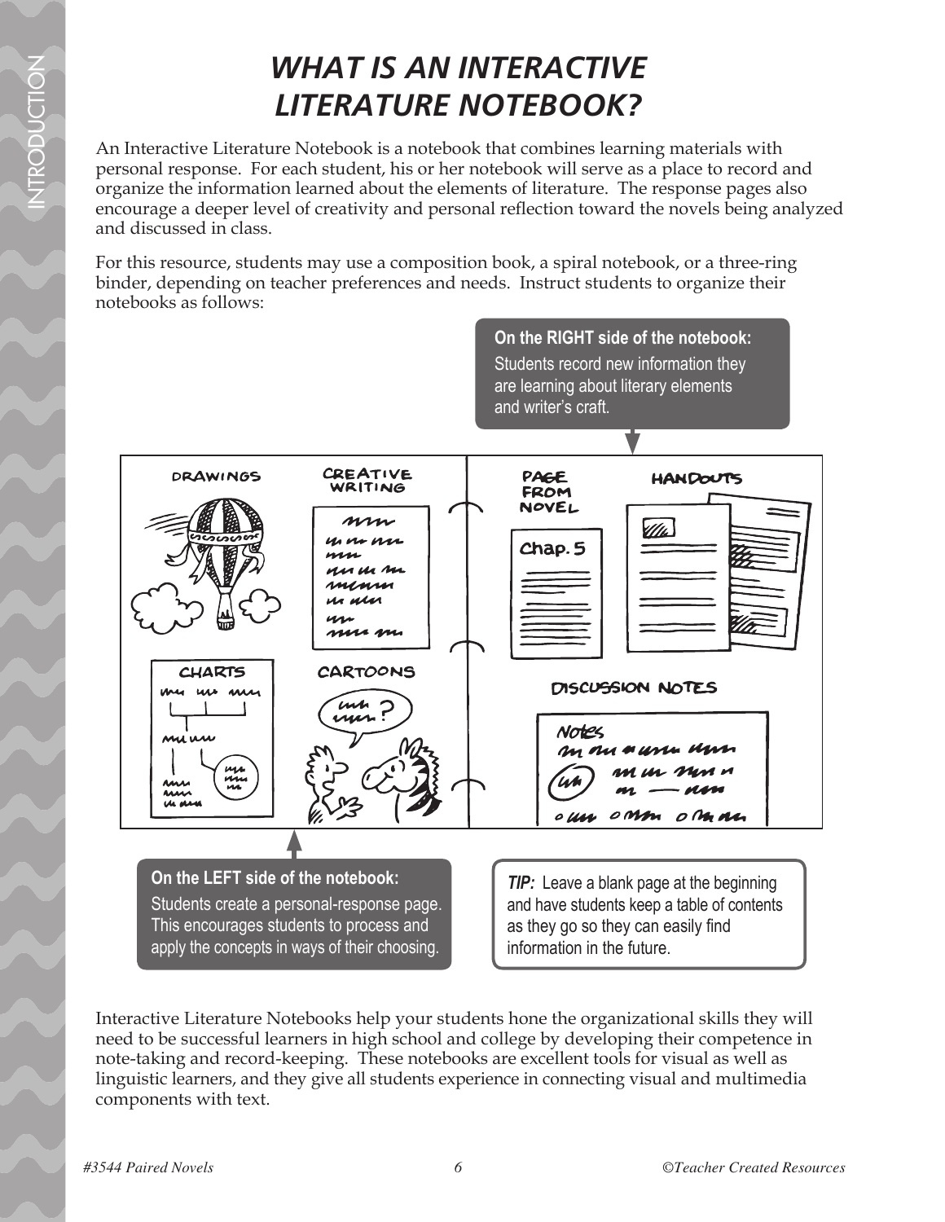# *WHAT IS AN INTERACTIVE LITERATURE NOTEBOOK?*

An Interactive Literature Notebook is a notebook that combines learning materials with personal response. For each student, his or her notebook will serve as a place to record and organize the information learned about the elements of literature. The response pages also encourage a deeper level of creativity and personal reflection toward the novels being analyzed and discussed in class.

For this resource, students may use a composition book, a spiral notebook, or a three-ring binder, depending on teacher preferences and needs. Instruct students to organize their notebooks as follows:

**On the RIGHT side of the notebook:**
Students record new information they are learning about literary elements and writer's craft.

DRAWINGS — CREATIVE WRITING — PAGE FROM NOVEL — HANDOUTS — CHARTS — CARTOONS — DISCUSSION NOTES

**On the LEFT side of the notebook:**
Students create a personal-response page. This encourages students to process and apply the concepts in ways of their choosing.

***TIP:*** Leave a blank page at the beginning and have students keep a table of contents as they go so they can easily find information in the future.

Interactive Literature Notebooks help your students hone the organizational skills they will need to be successful learners in high school and college by developing their competence in note-taking and record-keeping. These notebooks are excellent tools for visual as well as linguistic learners, and they give all students experience in connecting visual and multimedia components with text.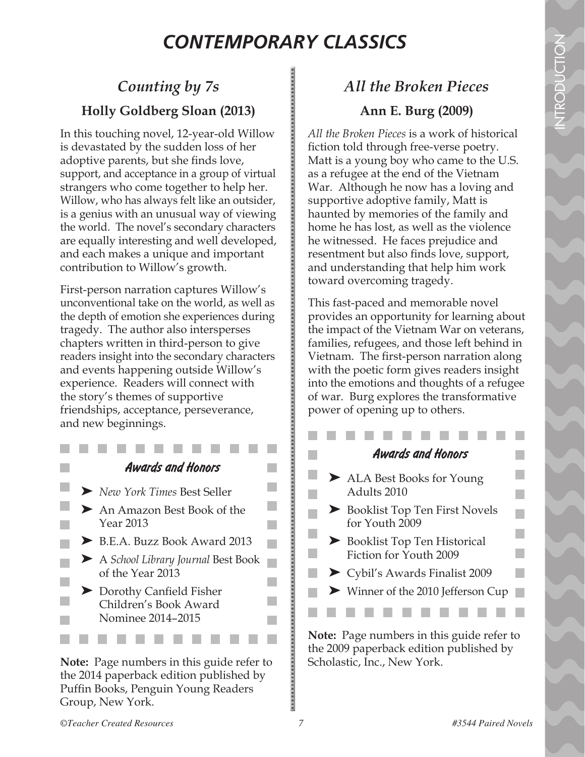# *CONTEMPORARY CLASSICS*

## *Counting by 7s*

### Holly Goldberg Sloan (2013)

In this touching novel, 12-year-old Willow is devastated by the sudden loss of her adoptive parents, but she finds love, support, and acceptance in a group of virtual strangers who come together to help her. Willow, who has always felt like an outsider, is a genius with an unusual way of viewing the world. The novel's secondary characters are equally interesting and well developed, and each makes a unique and important contribution to Willow's growth.

First-person narration captures Willow's unconventional take on the world, as well as the depth of emotion she experiences during tragedy. The author also intersperses chapters written in third-person to give readers insight into the secondary characters and events happening outside Willow's experience. Readers will connect with the story's themes of supportive friendships, acceptance, perseverance, and new beginnings.

#### Awards and Honors

- *New York Times* Best Seller
- An Amazon Best Book of the Year 2013
- B.E.A. Buzz Book Award 2013
- A *School Library Journal* Best Book of the Year 2013
- Dorothy Canfield Fisher Children's Book Award Nominee 2014–2015

**Note:** Page numbers in this guide refer to the 2014 paperback edition published by Puffin Books, Penguin Young Readers Group, New York.

## *All the Broken Pieces*

### Ann E. Burg (2009)

*All the Broken Pieces* is a work of historical fiction told through free-verse poetry. Matt is a young boy who came to the U.S. as a refugee at the end of the Vietnam War. Although he now has a loving and supportive adoptive family, Matt is haunted by memories of the family and home he has lost, as well as the violence he witnessed. He faces prejudice and resentment but also finds love, support, and understanding that help him work toward overcoming tragedy.

This fast-paced and memorable novel provides an opportunity for learning about the impact of the Vietnam War on veterans, families, refugees, and those left behind in Vietnam. The first-person narration along with the poetic form gives readers insight into the emotions and thoughts of a refugee of war. Burg explores the transformative power of opening up to others.

#### Awards and Honors

- ALA Best Books for Young Adults 2010
- Booklist Top Ten First Novels for Youth 2009
- Booklist Top Ten Historical Fiction for Youth 2009
- Cybil's Awards Finalist 2009
- Winner of the 2010 Jefferson Cup

**Note:** Page numbers in this guide refer to the 2009 paperback edition published by Scholastic, Inc., New York.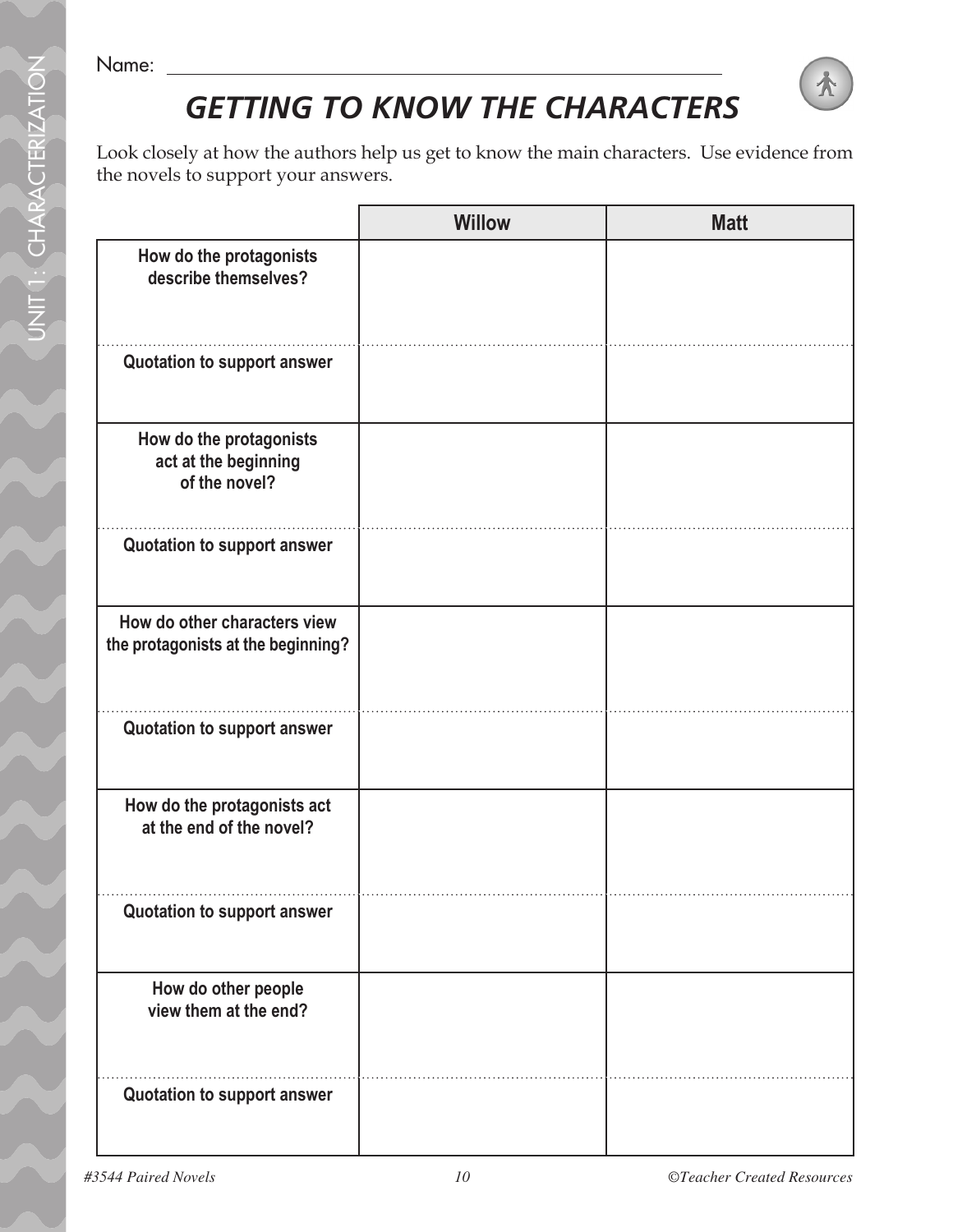Name: \_\_\_\_\_\_\_\_\_\_\_\_\_\_\_\_\_\_\_\_\_\_\_\_\_\_\_\_\_\_\_\_\_\_\_\_\_\_\_\_

# *GETTING TO KNOW THE CHARACTERS*

Look closely at how the authors help us get to know the main characters. Use evidence from the novels to support your answers.

| | Willow | Matt |
|---|---|---|
| **How do the protagonists describe themselves?** | | |
| **Quotation to support answer** | | |
| **How do the protagonists act at the beginning of the novel?** | | |
| **Quotation to support answer** | | |
| **How do other characters view the protagonists at the beginning?** | | |
| **Quotation to support answer** | | |
| **How do the protagonists act at the end of the novel?** | | |
| **Quotation to support answer** | | |
| **How do other people view them at the end?** | | |
| **Quotation to support answer** | | |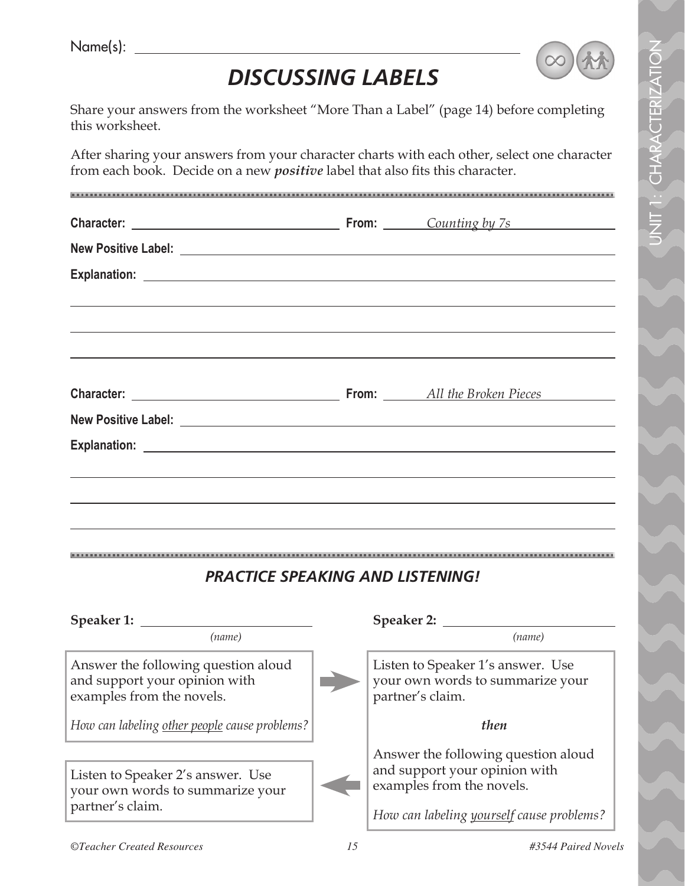Name(s): ______________________________________________

# *DISCUSSING LABELS*

Share your answers from the worksheet "More Than a Label" (page 14) before completing this worksheet.

After sharing your answers from your character charts with each other, select one character from each book. Decide on a new ***positive*** label that also fits this character.

**Character:** ______________________________ **From:** *Counting by 7s*

**New Positive Label:** ______________________________________________

**Explanation:** ______________________________________________

______________________________________________

______________________________________________

______________________________________________

**Character:** ______________________________ **From:** *All the Broken Pieces*

**New Positive Label:** ______________________________________________

**Explanation:** ______________________________________________

______________________________________________

______________________________________________

______________________________________________

## *PRACTICE SPEAKING AND LISTENING!*

**Speaker 1:** ______________________
*(name)*

Answer the following question aloud and support your opinion with examples from the novels.

*How can labeling other people cause problems?*

**Speaker 2:** ______________________
*(name)*

Listen to Speaker 1's answer. Use your own words to summarize your partner's claim.

***then***

Answer the following question aloud and support your opinion with examples from the novels.

*How can labeling yourself cause problems?*

**Speaker 1:**

Listen to Speaker 2's answer. Use your own words to summarize your partner's claim.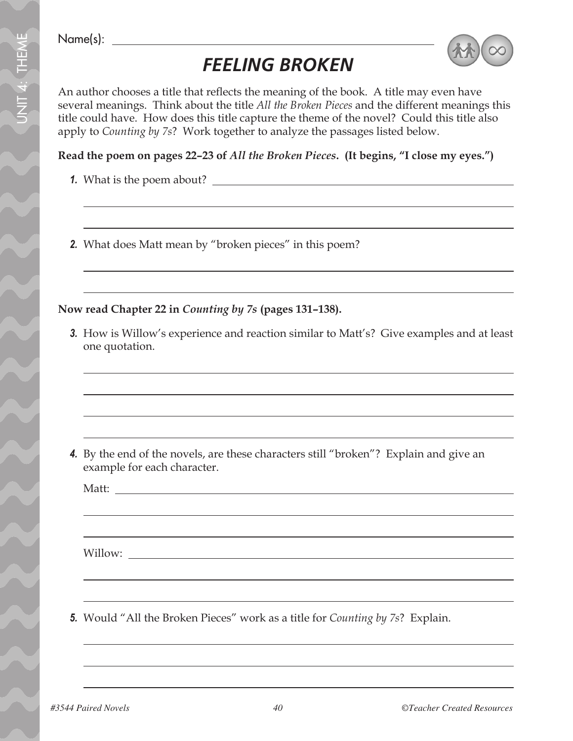Name(s): ______________________________________________

# *FEELING BROKEN*

An author chooses a title that reflects the meaning of the book. A title may even have several meanings. Think about the title *All the Broken Pieces* and the different meanings this title could have. How does this title capture the theme of the novel? Could this title also apply to *Counting by 7s*? Work together to analyze the passages listed below.

**Read the poem on pages 22–23 of *All the Broken Pieces*. (It begins, "I close my eyes.")**

1. What is the poem about? ______________________________________________

______________________________________________

______________________________________________

2. What does Matt mean by "broken pieces" in this poem?

______________________________________________

______________________________________________

**Now read Chapter 22 in *Counting by 7s* (pages 131–138).**

3. How is Willow's experience and reaction similar to Matt's? Give examples and at least one quotation.

______________________________________________

______________________________________________

______________________________________________

______________________________________________

4. By the end of the novels, are these characters still "broken"? Explain and give an example for each character.

   Matt: ______________________________________________

   ______________________________________________

   ______________________________________________

   Willow: ______________________________________________

   ______________________________________________

   ______________________________________________

5. Would "All the Broken Pieces" work as a title for *Counting by 7s*? Explain.

______________________________________________

______________________________________________

______________________________________________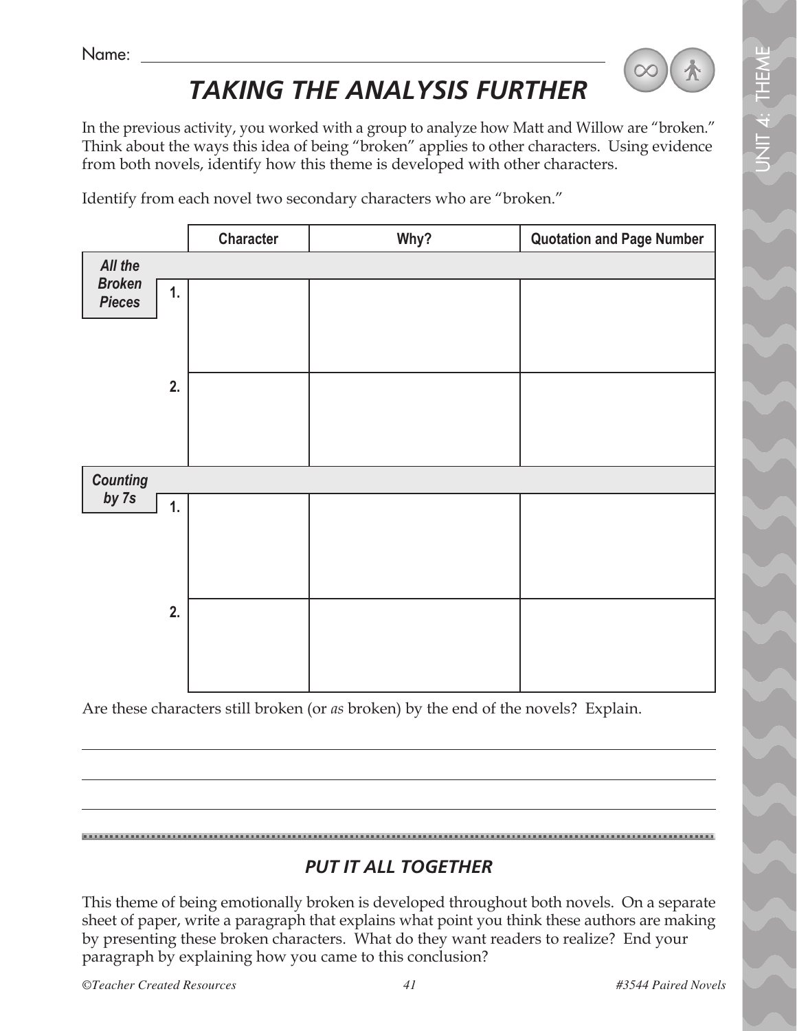Name: ______________________________________________

# *TAKING THE ANALYSIS FURTHER*

In the previous activity, you worked with a group to analyze how Matt and Willow are "broken." Think about the ways this idea of being "broken" applies to other characters. Using evidence from both novels, identify how this theme is developed with other characters.

Identify from each novel two secondary characters who are "broken."

| | | Character | Why? | Quotation and Page Number |
|---|---|---|---|---|
| ***All the Broken Pieces*** | | | | |
| | **1.** | | | |
| | **2.** | | | |
| ***Counting by 7s*** | | | | |
| | **1.** | | | |
| | **2.** | | | |

Are these characters still broken (or *as* broken) by the end of the novels? Explain.

______________________________________________________________________

______________________________________________________________________

______________________________________________________________________

## *PUT IT ALL TOGETHER*

This theme of being emotionally broken is developed throughout both novels. On a separate sheet of paper, write a paragraph that explains what point you think these authors are making by presenting these broken characters. What do they want readers to realize? End your paragraph by explaining how you came to this conclusion?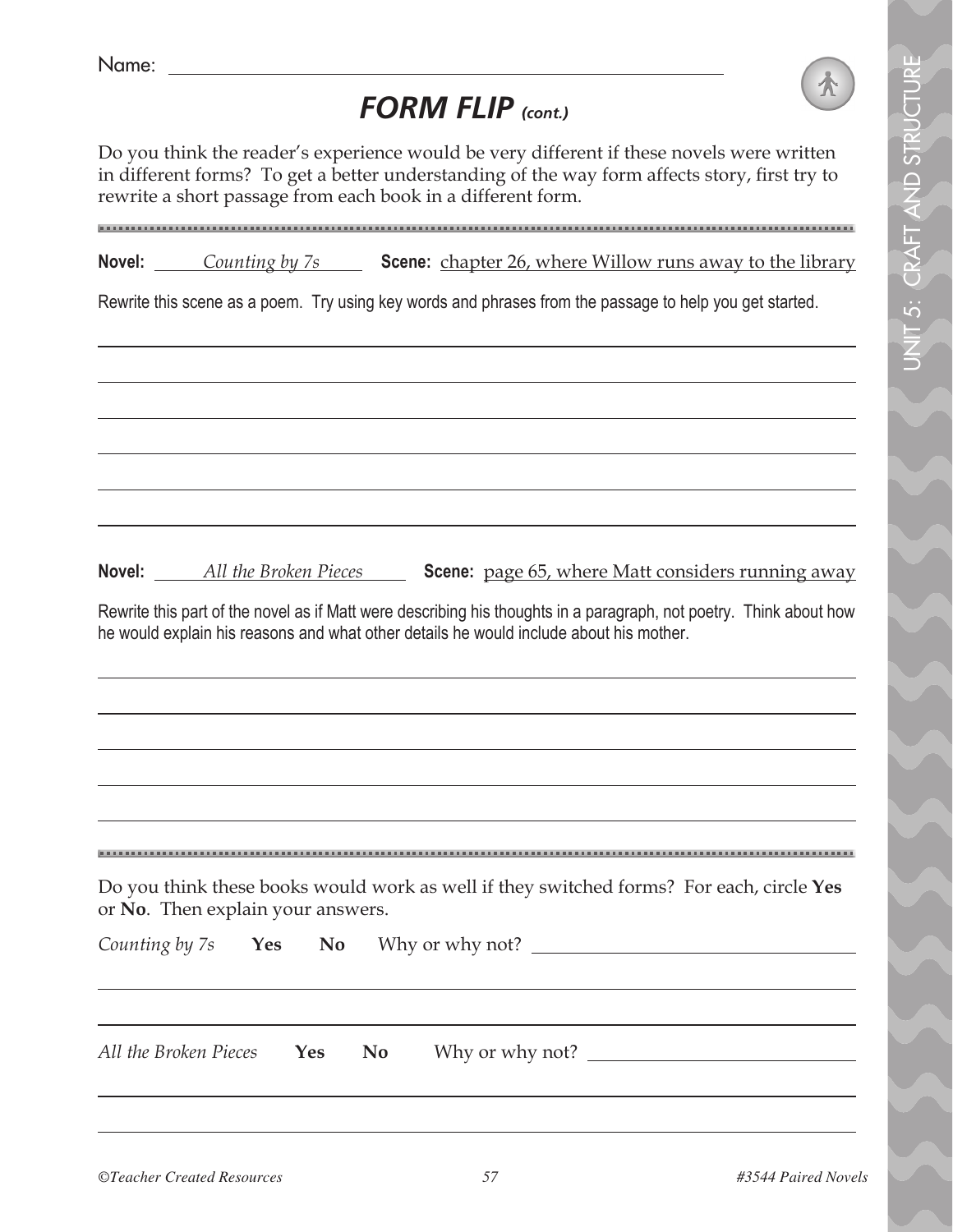Name: \_\_\_\_\_\_\_\_\_\_\_\_\_\_\_\_\_\_\_\_\_\_\_\_\_\_\_\_\_\_\_\_\_\_\_\_\_\_\_\_

# *FORM FLIP (cont.)*

Do you think the reader's experience would be very different if these novels were written in different forms? To get a better understanding of the way form affects story, first try to rewrite a short passage from each book in a different form.

---

**Novel:** *Counting by 7s* **Scene:** chapter 26, where Willow runs away to the library

Rewrite this scene as a poem. Try using key words and phrases from the passage to help you get started.

\_\_\_\_\_\_\_\_\_\_\_\_\_\_\_\_\_\_\_\_\_\_\_\_\_\_\_\_\_\_\_\_\_\_\_\_\_\_\_\_\_\_\_\_\_\_\_\_\_\_\_\_\_\_\_\_\_\_\_\_

\_\_\_\_\_\_\_\_\_\_\_\_\_\_\_\_\_\_\_\_\_\_\_\_\_\_\_\_\_\_\_\_\_\_\_\_\_\_\_\_\_\_\_\_\_\_\_\_\_\_\_\_\_\_\_\_\_\_\_\_

\_\_\_\_\_\_\_\_\_\_\_\_\_\_\_\_\_\_\_\_\_\_\_\_\_\_\_\_\_\_\_\_\_\_\_\_\_\_\_\_\_\_\_\_\_\_\_\_\_\_\_\_\_\_\_\_\_\_\_\_

\_\_\_\_\_\_\_\_\_\_\_\_\_\_\_\_\_\_\_\_\_\_\_\_\_\_\_\_\_\_\_\_\_\_\_\_\_\_\_\_\_\_\_\_\_\_\_\_\_\_\_\_\_\_\_\_\_\_\_\_

\_\_\_\_\_\_\_\_\_\_\_\_\_\_\_\_\_\_\_\_\_\_\_\_\_\_\_\_\_\_\_\_\_\_\_\_\_\_\_\_\_\_\_\_\_\_\_\_\_\_\_\_\_\_\_\_\_\_\_\_

\_\_\_\_\_\_\_\_\_\_\_\_\_\_\_\_\_\_\_\_\_\_\_\_\_\_\_\_\_\_\_\_\_\_\_\_\_\_\_\_\_\_\_\_\_\_\_\_\_\_\_\_\_\_\_\_\_\_\_\_

**Novel:** *All the Broken Pieces* **Scene:** page 65, where Matt considers running away

Rewrite this part of the novel as if Matt were describing his thoughts in a paragraph, not poetry. Think about how he would explain his reasons and what other details he would include about his mother.

\_\_\_\_\_\_\_\_\_\_\_\_\_\_\_\_\_\_\_\_\_\_\_\_\_\_\_\_\_\_\_\_\_\_\_\_\_\_\_\_\_\_\_\_\_\_\_\_\_\_\_\_\_\_\_\_\_\_\_\_

\_\_\_\_\_\_\_\_\_\_\_\_\_\_\_\_\_\_\_\_\_\_\_\_\_\_\_\_\_\_\_\_\_\_\_\_\_\_\_\_\_\_\_\_\_\_\_\_\_\_\_\_\_\_\_\_\_\_\_\_

\_\_\_\_\_\_\_\_\_\_\_\_\_\_\_\_\_\_\_\_\_\_\_\_\_\_\_\_\_\_\_\_\_\_\_\_\_\_\_\_\_\_\_\_\_\_\_\_\_\_\_\_\_\_\_\_\_\_\_\_

\_\_\_\_\_\_\_\_\_\_\_\_\_\_\_\_\_\_\_\_\_\_\_\_\_\_\_\_\_\_\_\_\_\_\_\_\_\_\_\_\_\_\_\_\_\_\_\_\_\_\_\_\_\_\_\_\_\_\_\_

\_\_\_\_\_\_\_\_\_\_\_\_\_\_\_\_\_\_\_\_\_\_\_\_\_\_\_\_\_\_\_\_\_\_\_\_\_\_\_\_\_\_\_\_\_\_\_\_\_\_\_\_\_\_\_\_\_\_\_\_

---

Do you think these books would work as well if they switched forms? For each, circle **Yes** or **No**. Then explain your answers.

*Counting by 7s* **Yes** **No** Why or why not? \_\_\_\_\_\_\_\_\_\_\_\_\_\_\_\_\_\_\_\_\_\_\_\_\_\_\_\_\_\_

\_\_\_\_\_\_\_\_\_\_\_\_\_\_\_\_\_\_\_\_\_\_\_\_\_\_\_\_\_\_\_\_\_\_\_\_\_\_\_\_\_\_\_\_\_\_\_\_\_\_\_\_\_\_\_\_\_\_\_\_

\_\_\_\_\_\_\_\_\_\_\_\_\_\_\_\_\_\_\_\_\_\_\_\_\_\_\_\_\_\_\_\_\_\_\_\_\_\_\_\_\_\_\_\_\_\_\_\_\_\_\_\_\_\_\_\_\_\_\_\_

*All the Broken Pieces* **Yes** **No** Why or why not? \_\_\_\_\_\_\_\_\_\_\_\_\_\_\_\_\_\_\_\_\_\_\_\_\_\_\_\_\_\_

\_\_\_\_\_\_\_\_\_\_\_\_\_\_\_\_\_\_\_\_\_\_\_\_\_\_\_\_\_\_\_\_\_\_\_\_\_\_\_\_\_\_\_\_\_\_\_\_\_\_\_\_\_\_\_\_\_\_\_\_

\_\_\_\_\_\_\_\_\_\_\_\_\_\_\_\_\_\_\_\_\_\_\_\_\_\_\_\_\_\_\_\_\_\_\_\_\_\_\_\_\_\_\_\_\_\_\_\_\_\_\_\_\_\_\_\_\_\_\_\_